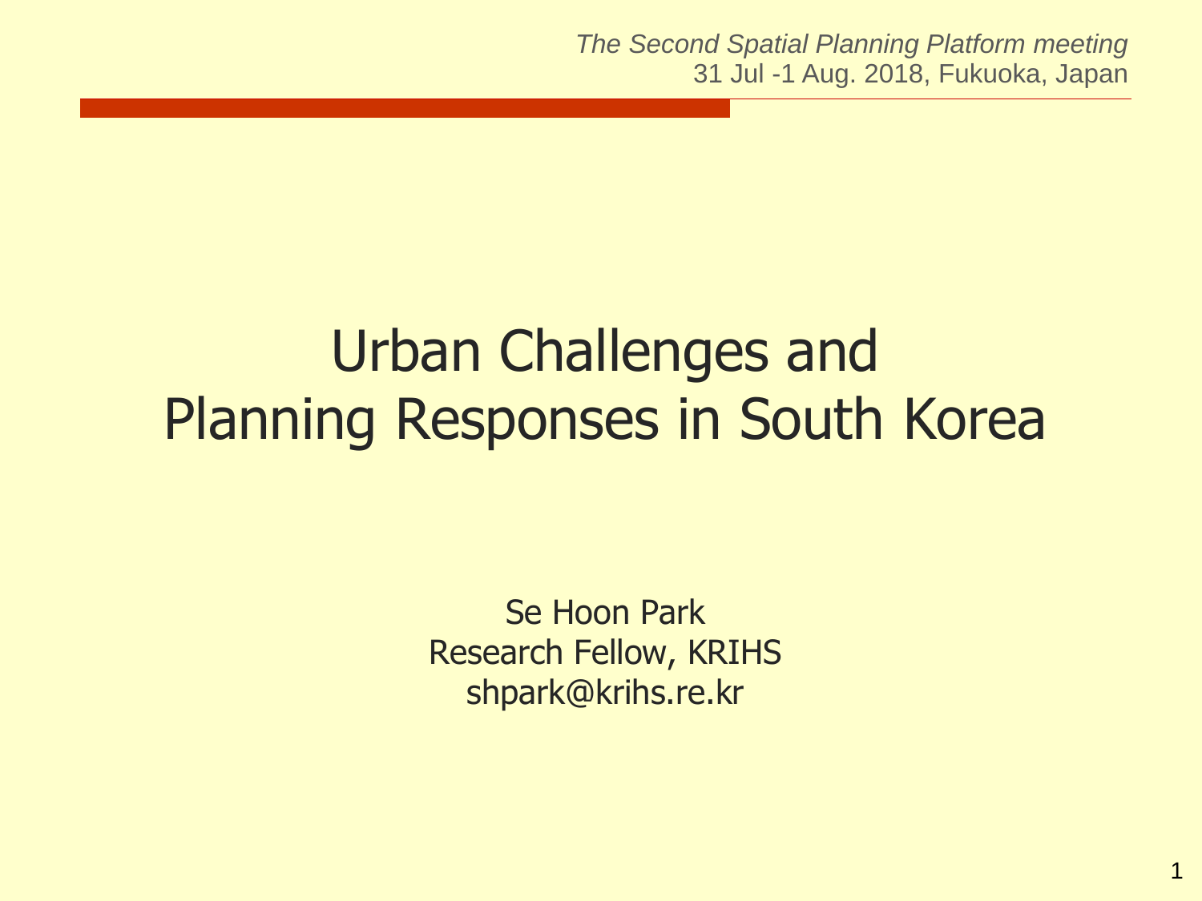*The Second Spatial Planning Platform meeting*
31 Jul -1 Aug. 2018, Fukuoka, Japan

# Urban Challenges and Planning Responses in South Korea

Se Hoon Park
Research Fellow, KRIHS
shpark@krihs.re.kr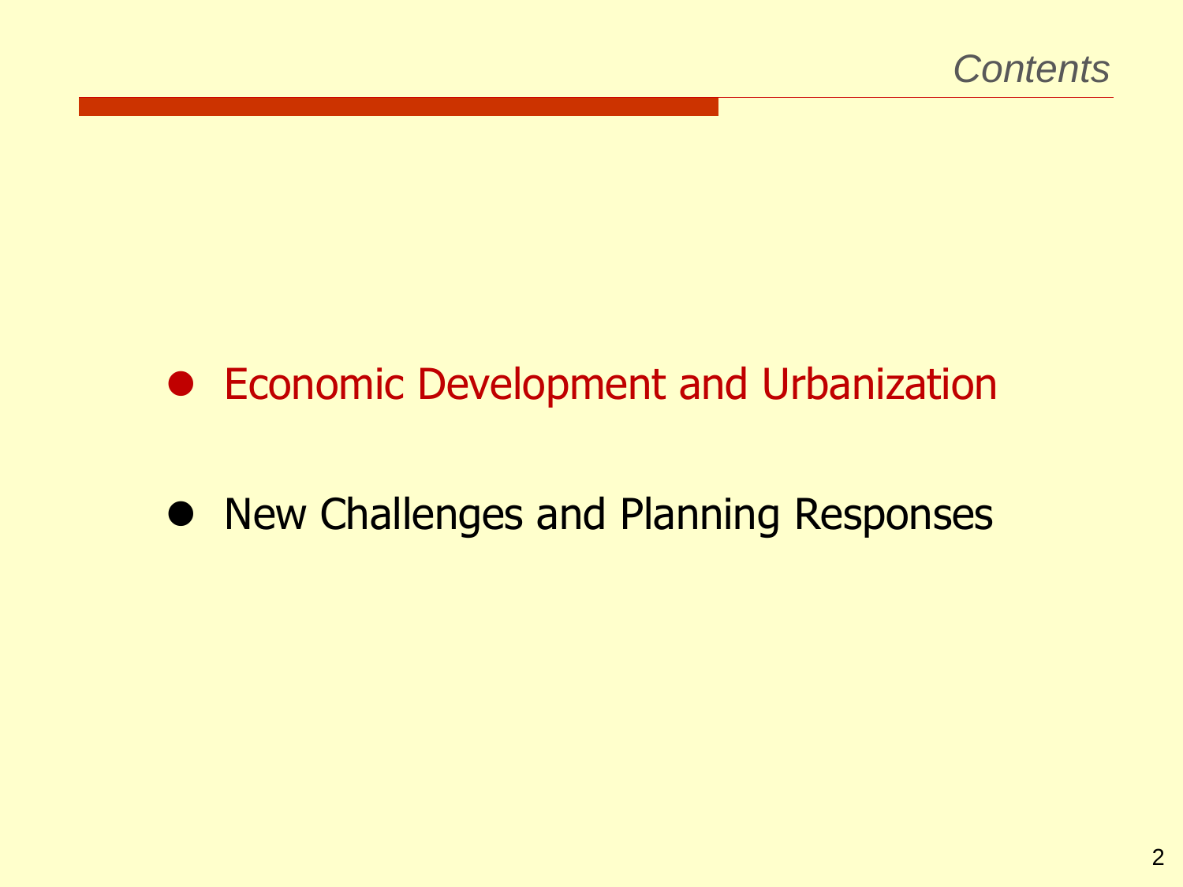# Contents

- Economic Development and Urbanization
- New Challenges and Planning Responses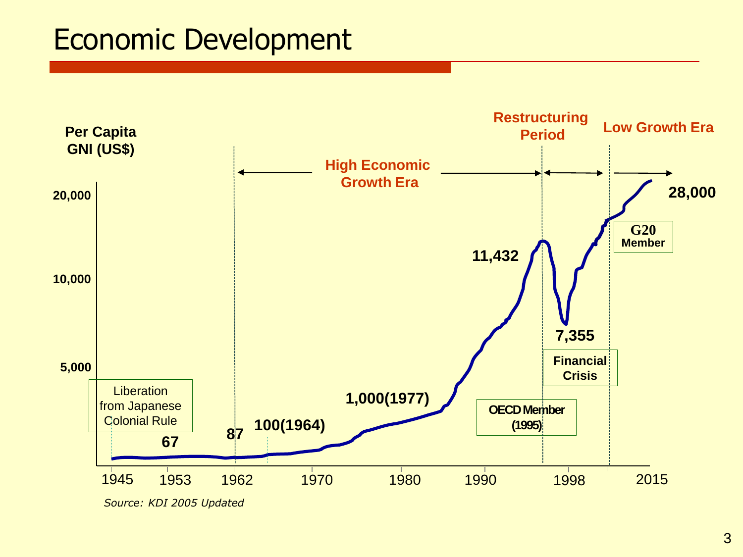# Economic Development

Per Capita GNI (US$)

High Economic Growth Era

Restructuring Period

Low Growth Era

20,000

10,000

5,000

28,000

G20 Member

11,432

7,355

Financial Crisis

OECD Member (1995)

1,000(1977)

100(1964)

87

67

Liberation from Japanese Colonial Rule

1945 1953 1962 1970 1980 1990 1998 2015

*Source: KDI 2005 Updated*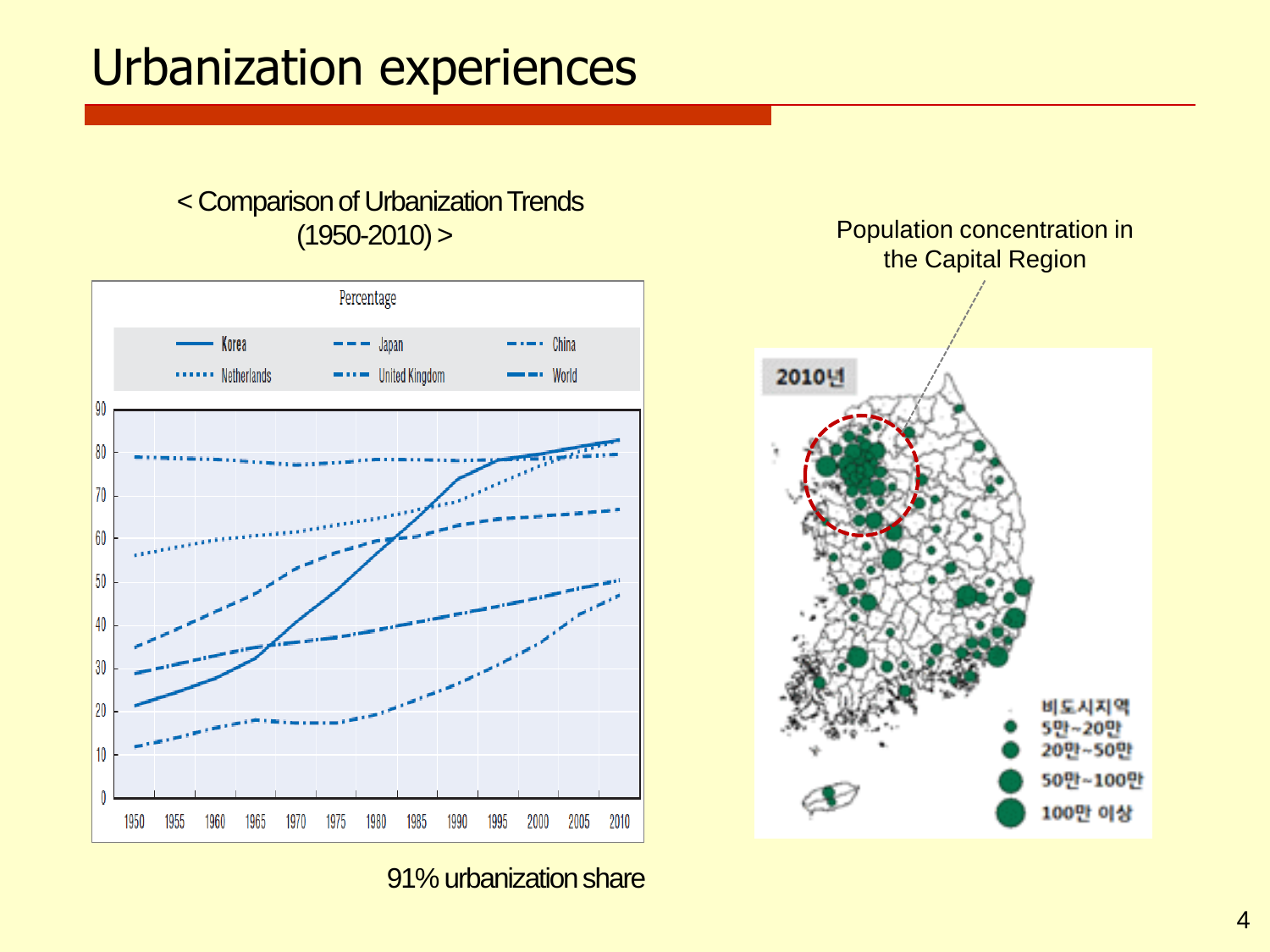# Urbanization experiences

< Comparison of Urbanization Trends (1950-2010) >

Percentage

Korea, Japan, China, Netherlands, United Kingdom, World

91% urbanization share

Population concentration in the Capital Region

2010년

비도시지역
5만~20만
20만~50만
50만~100만
100만 이상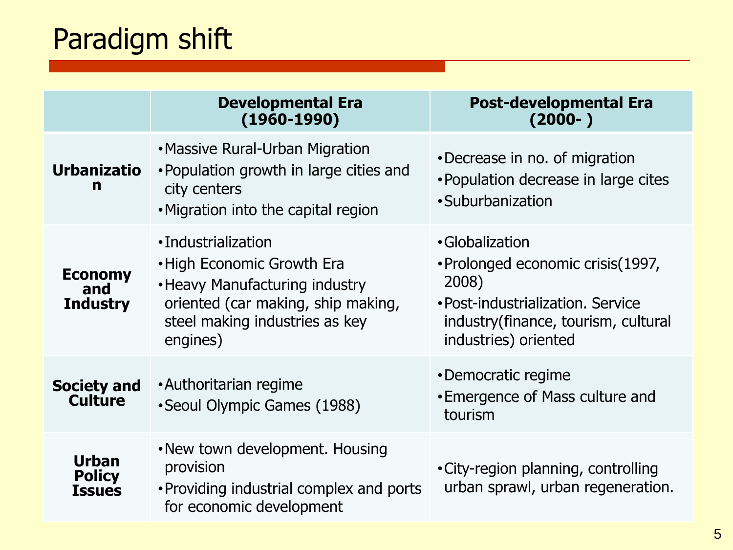# Paradigm shift

| | Developmental Era (1960-1990) | Post-developmental Era (2000- ) |
|---|---|---|
| **Urbanization** | • Massive Rural-Urban Migration<br>• Population growth in large cities and city centers<br>• Migration into the capital region | • Decrease in no. of migration<br>• Population decrease in large cites<br>• Suburbanization |
| **Economy and Industry** | • Industrialization<br>• High Economic Growth Era<br>• Heavy Manufacturing industry oriented (car making, ship making, steel making industries as key engines) | • Globalization<br>• Prolonged economic crisis(1997, 2008)<br>• Post-industrialization. Service industry(finance, tourism, cultural industries) oriented |
| **Society and Culture** | • Authoritarian regime<br>• Seoul Olympic Games (1988) | • Democratic regime<br>• Emergence of Mass culture and tourism |
| **Urban Policy Issues** | • New town development. Housing provision<br>• Providing industrial complex and ports for economic development | • City-region planning, controlling urban sprawl, urban regeneration. |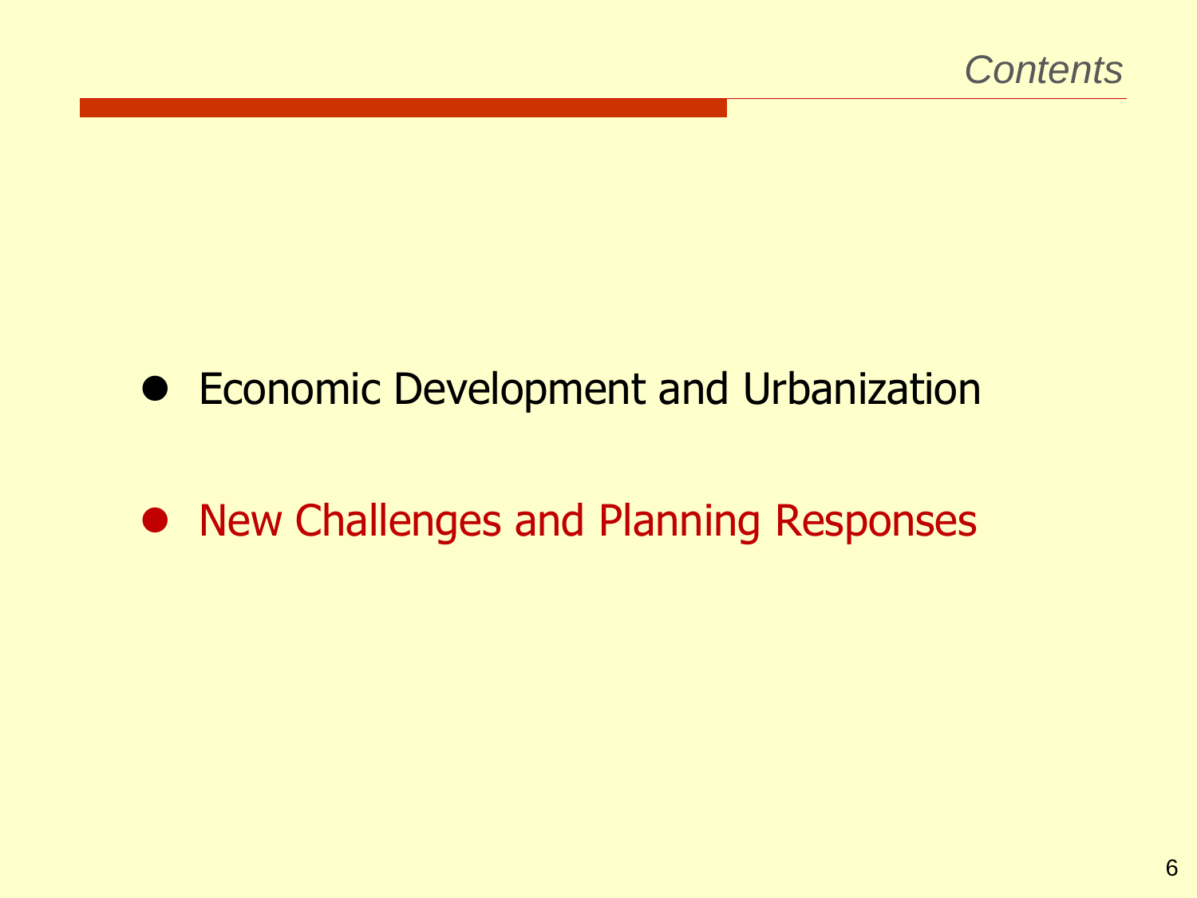# *Contents*

- Economic Development and Urbanization
- New Challenges and Planning Responses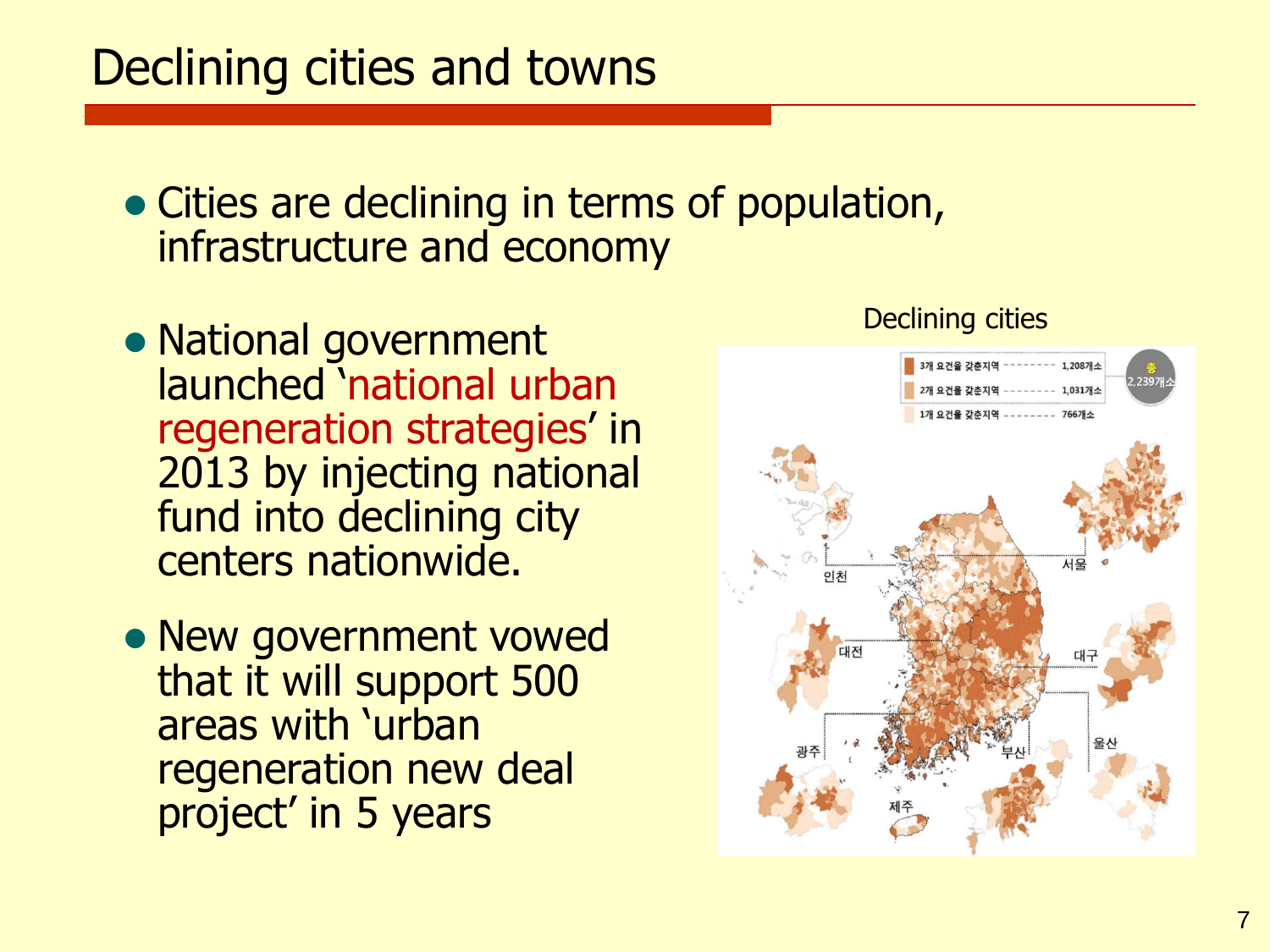# Declining cities and towns

- Cities are declining in terms of population, infrastructure and economy

- National government launched 'national urban regeneration strategies' in 2013 by injecting national fund into declining city centers nationwide.

- New government vowed that it will support 500 areas with 'urban regeneration new deal project' in 5 years

Declining cities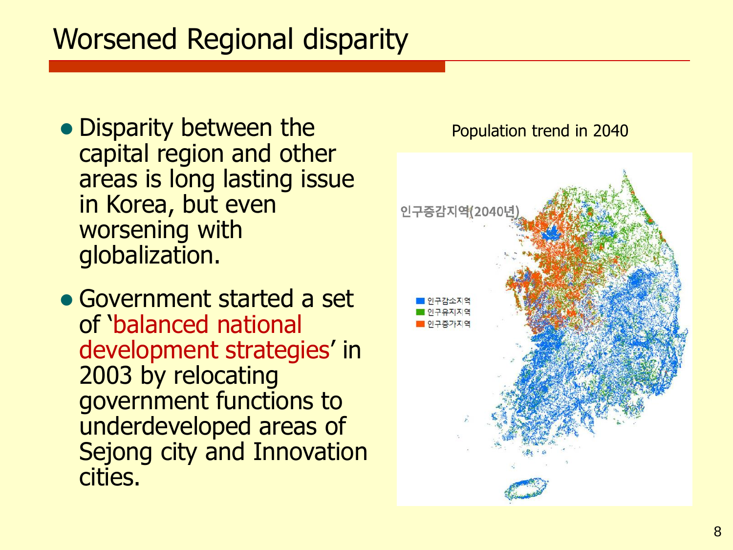# Worsened Regional disparity

- Disparity between the capital region and other areas is long lasting issue in Korea, but even worsening with globalization.
- Government started a set of 'balanced national development strategies' in 2003 by relocating government functions to underdeveloped areas of Sejong city and Innovation cities.

Population trend in 2040

인구증감지역(2040년)

- 인구감소지역
- 인구유지지역
- 인구증가지역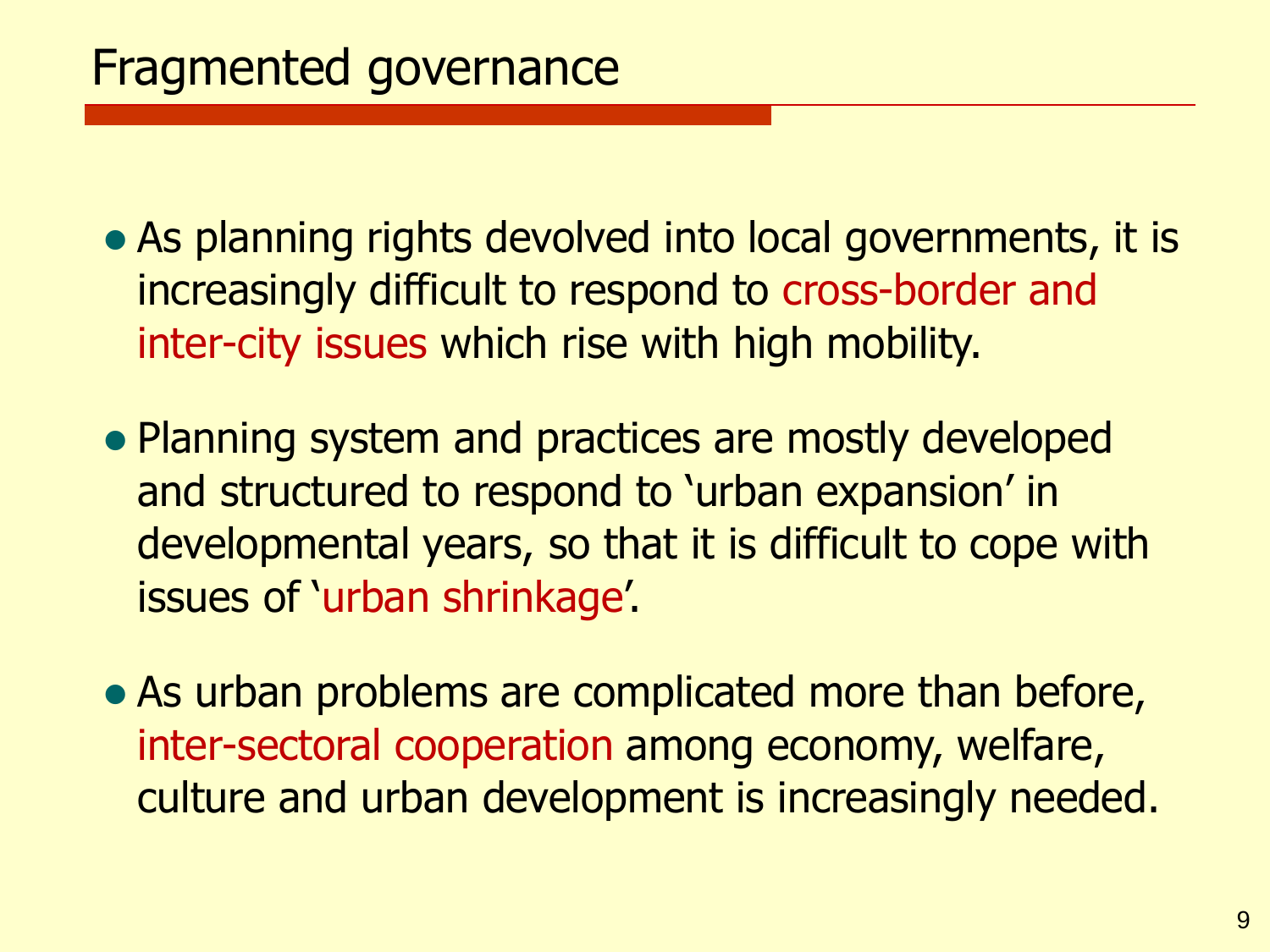# Fragmented governance

- As planning rights devolved into local governments, it is increasingly difficult to respond to cross-border and inter-city issues which rise with high mobility.
- Planning system and practices are mostly developed and structured to respond to 'urban expansion' in developmental years, so that it is difficult to cope with issues of 'urban shrinkage'.
- As urban problems are complicated more than before, inter-sectoral cooperation among economy, welfare, culture and urban development is increasingly needed.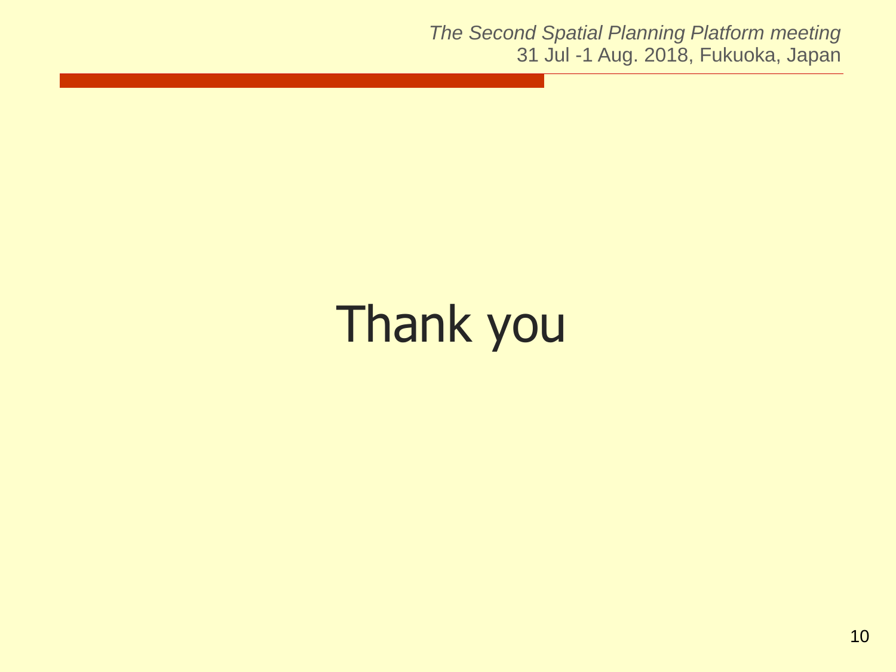# Thank you